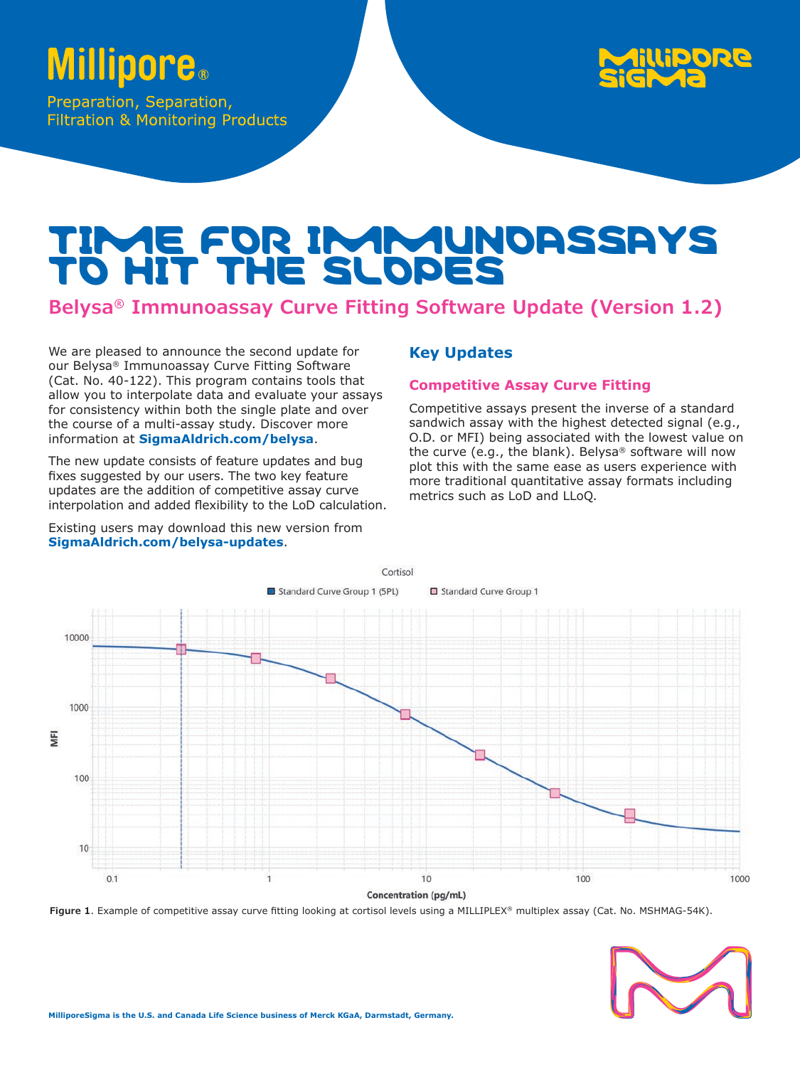Millipore®

Preparation, Separation, Filtration & Monitoring Products

MilliporeSigma

# TIME FOR IMMUNOASSAYS TO HIT THE SLOPES

## Belysa® Immunoassay Curve Fitting Software Update (Version 1.2)

We are pleased to announce the second update for our Belysa® Immunoassay Curve Fitting Software (Cat. No. 40-122). This program contains tools that allow you to interpolate data and evaluate your assays for consistency within both the single plate and over the course of a multi-assay study. Discover more information at **SigmaAldrich.com/belysa**.

The new update consists of feature updates and bug fixes suggested by our users. The two key feature updates are the addition of competitive assay curve interpolation and added flexibility to the LoD calculation.

Existing users may download this new version from **SigmaAldrich.com/belysa-updates**.

### Key Updates

#### Competitive Assay Curve Fitting

Competitive assays present the inverse of a standard sandwich assay with the highest detected signal (e.g., O.D. or MFI) being associated with the lowest value on the curve (e.g., the blank). Belysa® software will now plot this with the same ease as users experience with more traditional quantitative assay formats including metrics such as LoD and LLoQ.

**Figure 1**. Example of competitive assay curve fitting looking at cortisol levels using a MILLIPLEX® multiplex assay (Cat. No. MSHMAG-54K).

MilliporeSigma is the U.S. and Canada Life Science business of Merck KGaA, Darmstadt, Germany.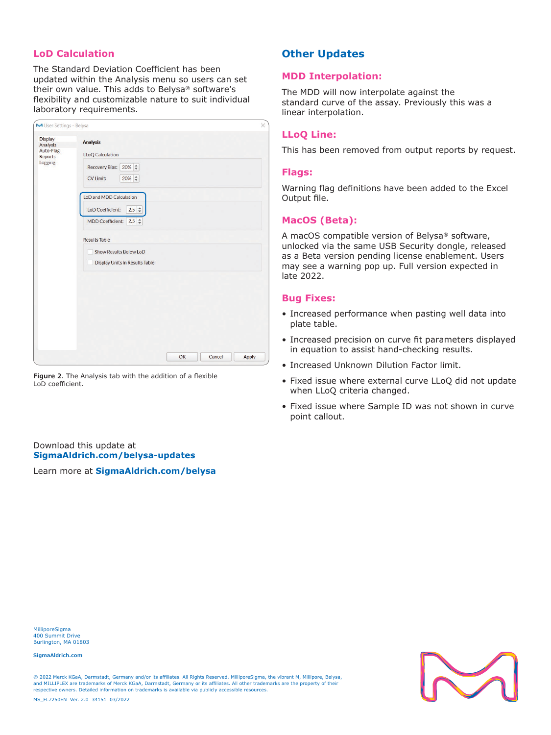## LoD Calculation

The Standard Deviation Coefficient has been updated within the Analysis menu so users can set their own value. This adds to Belysa® software's flexibility and customizable nature to suit individual laboratory requirements.

**Figure 2**. The Analysis tab with the addition of a flexible LoD coefficient.

## Other Updates

### MDD Interpolation:

The MDD will now interpolate against the standard curve of the assay. Previously this was a linear interpolation.

### LLoQ Line:

This has been removed from output reports by request.

### Flags:

Warning flag definitions have been added to the Excel Output file.

### MacOS (Beta):

A macOS compatible version of Belysa® software, unlocked via the same USB Security dongle, released as a Beta version pending license enablement. Users may see a warning pop up. Full version expected in late 2022.

### Bug Fixes:

- Increased performance when pasting well data into plate table.
- Increased precision on curve fit parameters displayed in equation to assist hand-checking results.
- Increased Unknown Dilution Factor limit.
- Fixed issue where external curve LLoQ did not update when LLoQ criteria changed.
- Fixed issue where Sample ID was not shown in curve point callout.

Download this update at
**SigmaAldrich.com/belysa-updates**

Learn more at **SigmaAldrich.com/belysa**

MilliporeSigma
400 Summit Drive
Burlington, MA 01803

**SigmaAldrich.com**

© 2022 Merck KGaA, Darmstadt, Germany and/or its affiliates. All Rights Reserved. MilliporeSigma, the vibrant M, Millipore, Belysa, and MILLIPLEX are trademarks of Merck KGaA, Darmstadt, Germany or its affiliates. All other trademarks are the property of their respective owners. Detailed information on trademarks is available via publicly accessible resources.

MS_FL7250EN Ver. 2.0 34151 03/2022